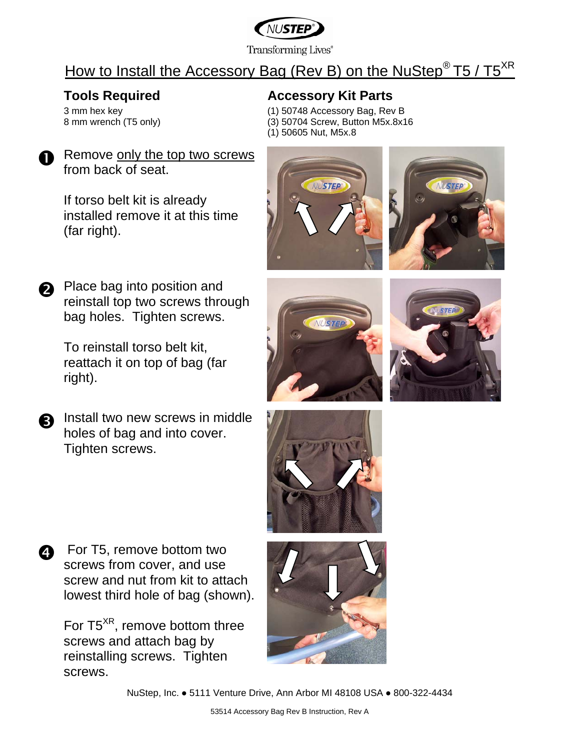NUSTEP®

Transforming Lives®

# How to Install the Accessory Bag (Rev B) on the NuStep® T5 / T5$^{XR}$

## Tools Required

3 mm hex key
8 mm wrench (T5 only)

## Accessory Kit Parts

(1) 50748 Accessory Bag, Rev B
(3) 50704 Screw, Button M5x.8x16
(1) 50605 Nut, M5x.8

**1** Remove only the top two screws from back of seat.

If torso belt kit is already installed remove it at this time (far right).

**2** Place bag into position and reinstall top two screws through bag holes. Tighten screws.

To reinstall torso belt kit, reattach it on top of bag (far right).

**3** Install two new screws in middle holes of bag and into cover. Tighten screws.

**4** For T5, remove bottom two screws from cover, and use screw and nut from kit to attach lowest third hole of bag (shown).

For T5$^{XR}$, remove bottom three screws and attach bag by reinstalling screws. Tighten screws.

NuStep, Inc. ● 5111 Venture Drive, Ann Arbor MI 48108 USA ● 800-322-4434

53514 Accessory Bag Rev B Instruction, Rev A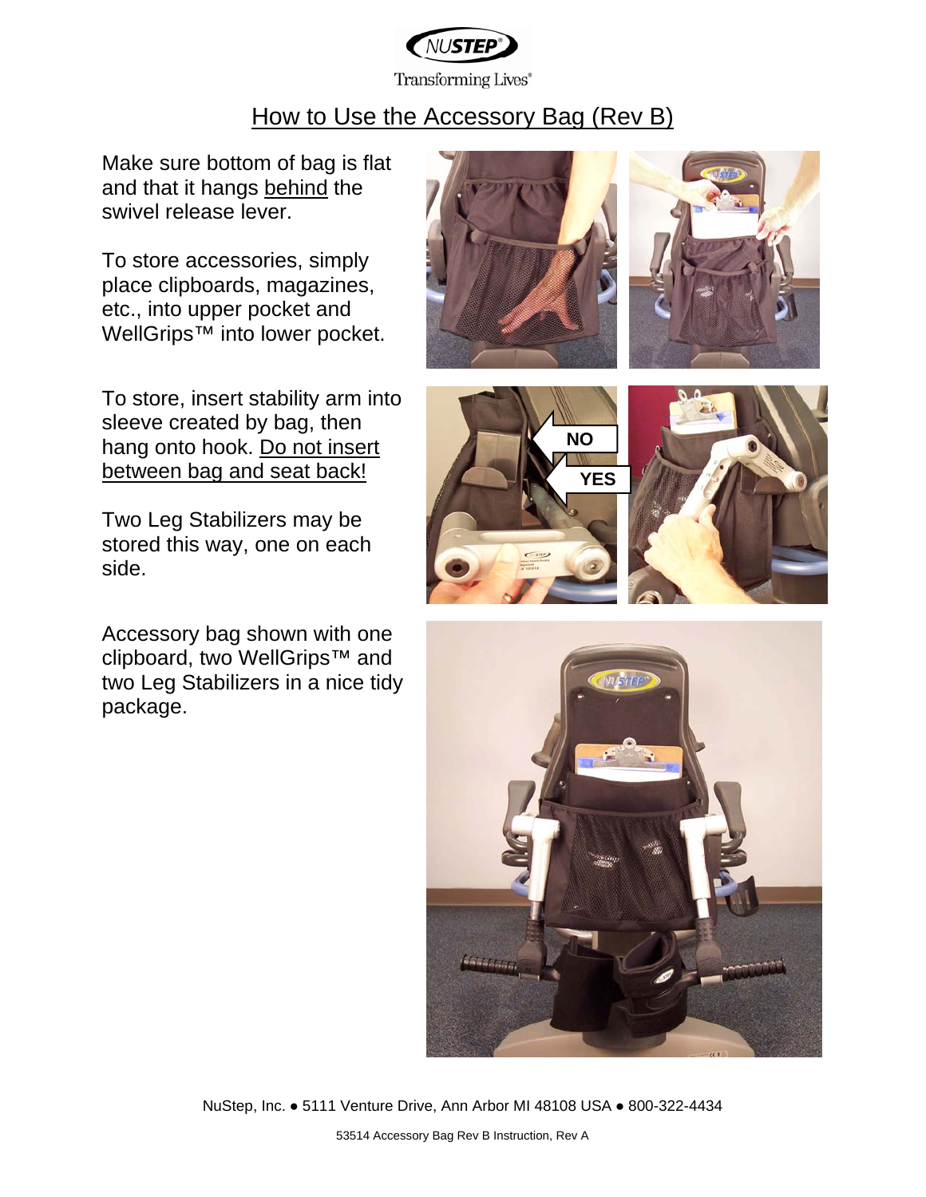# How to Use the Accessory Bag (Rev B)

Make sure bottom of bag is flat and that it hangs behind the swivel release lever.

To store accessories, simply place clipboards, magazines, etc., into upper pocket and WellGrips™ into lower pocket.

To store, insert stability arm into sleeve created by bag, then hang onto hook. Do not insert between bag and seat back!

Two Leg Stabilizers may be stored this way, one on each side.

Accessory bag shown with one clipboard, two WellGrips™ and two Leg Stabilizers in a nice tidy package.

NuStep, Inc. • 5111 Venture Drive, Ann Arbor MI 48108 USA • 800-322-4434

53514 Accessory Bag Rev B Instruction, Rev A